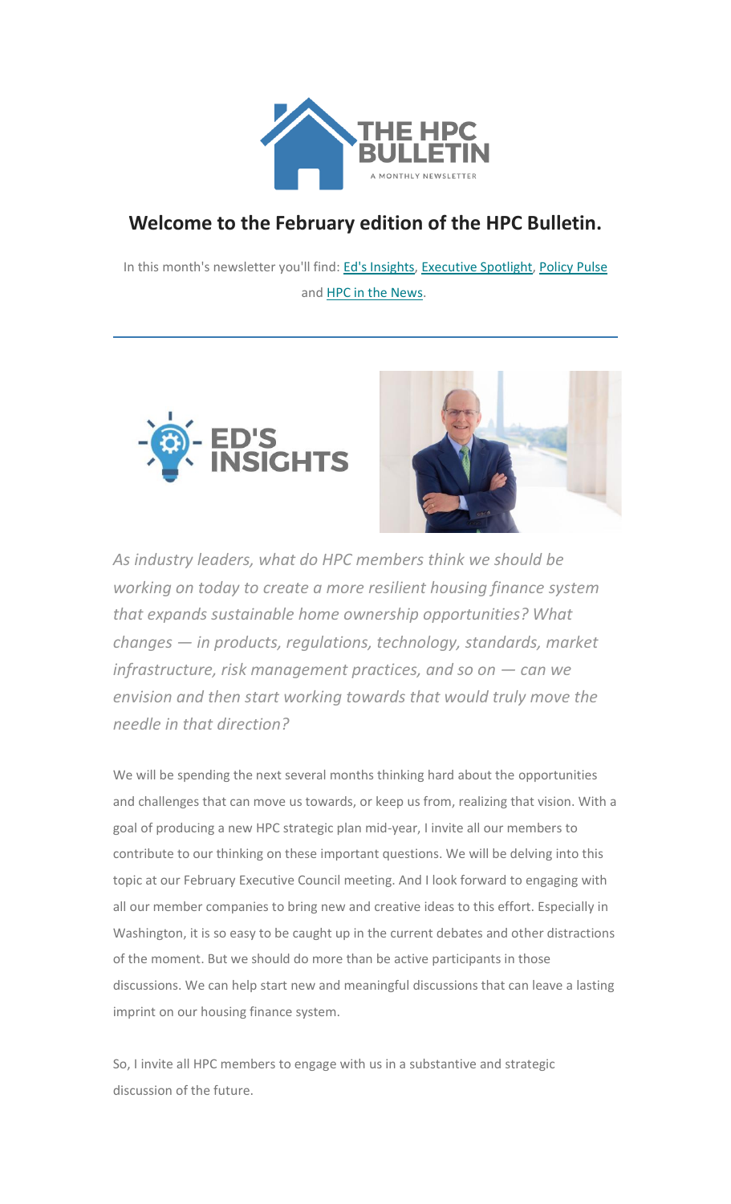# THE HPC BULLETIN

A MONTHLY NEWSLETTER

## Welcome to the February edition of the HPC Bulletin.

In this month's newsletter you'll find: Ed's Insights, Executive Spotlight, Policy Pulse and HPC in the News.

---

## ED'S INSIGHTS

*As industry leaders, what do HPC members think we should be working on today to create a more resilient housing finance system that expands sustainable home ownership opportunities? What changes — in products, regulations, technology, standards, market infrastructure, risk management practices, and so on — can we envision and then start working towards that would truly move the needle in that direction?*

We will be spending the next several months thinking hard about the opportunities and challenges that can move us towards, or keep us from, realizing that vision. With a goal of producing a new HPC strategic plan mid-year, I invite all our members to contribute to our thinking on these important questions. We will be delving into this topic at our February Executive Council meeting. And I look forward to engaging with all our member companies to bring new and creative ideas to this effort. Especially in Washington, it is so easy to be caught up in the current debates and other distractions of the moment. But we should do more than be active participants in those discussions. We can help start new and meaningful discussions that can leave a lasting imprint on our housing finance system.

So, I invite all HPC members to engage with us in a substantive and strategic discussion of the future.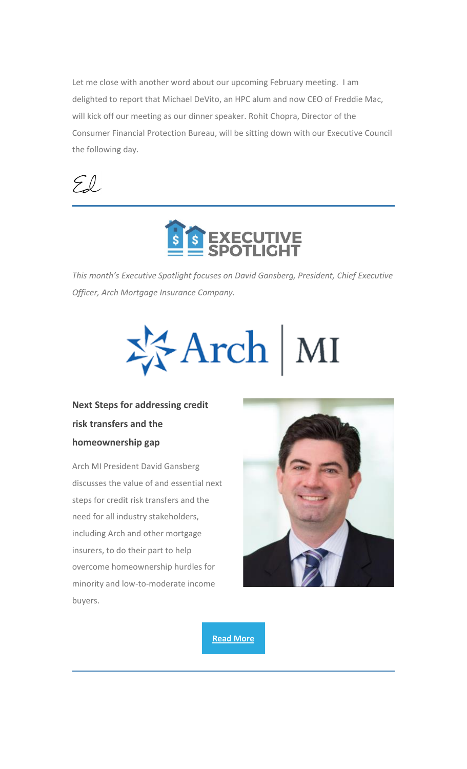Let me close with another word about our upcoming February meeting. I am delighted to report that Michael DeVito, an HPC alum and now CEO of Freddie Mac, will kick off our meeting as our dinner speaker. Rohit Chopra, Director of the Consumer Financial Protection Bureau, will be sitting down with our Executive Council the following day.

Ed

---

# EXECUTIVE SPOTLIGHT

*This month's Executive Spotlight focuses on David Gansberg, President, Chief Executive Officer, Arch Mortgage Insurance Company.*

Arch | MI

**Next Steps for addressing credit risk transfers and the homeownership gap**

Arch MI President David Gansberg discusses the value of and essential next steps for credit risk transfers and the need for all industry stakeholders, including Arch and other mortgage insurers, to do their part to help overcome homeownership hurdles for minority and low-to-moderate income buyers.

**Read More**

---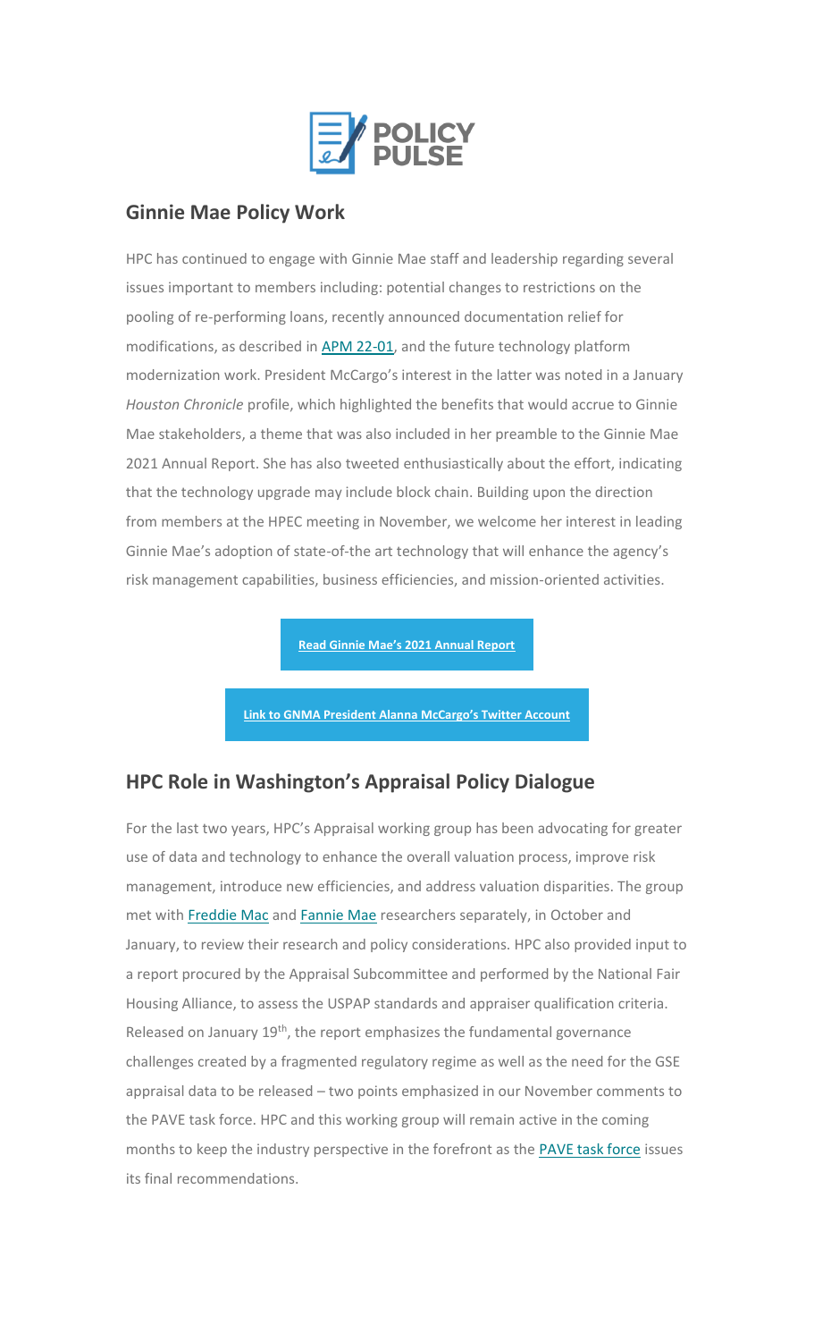# POLICY PULSE

## Ginnie Mae Policy Work

HPC has continued to engage with Ginnie Mae staff and leadership regarding several issues important to members including: potential changes to restrictions on the pooling of re-performing loans, recently announced documentation relief for modifications, as described in APM 22-01, and the future technology platform modernization work. President McCargo's interest in the latter was noted in a January *Houston Chronicle* profile, which highlighted the benefits that would accrue to Ginnie Mae stakeholders, a theme that was also included in her preamble to the Ginnie Mae 2021 Annual Report. She has also tweeted enthusiastically about the effort, indicating that the technology upgrade may include block chain. Building upon the direction from members at the HPEC meeting in November, we welcome her interest in leading Ginnie Mae's adoption of state-of-the art technology that will enhance the agency's risk management capabilities, business efficiencies, and mission-oriented activities.

**Read Ginnie Mae's 2021 Annual Report**

**Link to GNMA President Alanna McCargo's Twitter Account**

## HPC Role in Washington's Appraisal Policy Dialogue

For the last two years, HPC's Appraisal working group has been advocating for greater use of data and technology to enhance the overall valuation process, improve risk management, introduce new efficiencies, and address valuation disparities. The group met with Freddie Mac and Fannie Mae researchers separately, in October and January, to review their research and policy considerations. HPC also provided input to a report procured by the Appraisal Subcommittee and performed by the National Fair Housing Alliance, to assess the USPAP standards and appraiser qualification criteria. Released on January 19th, the report emphasizes the fundamental governance challenges created by a fragmented regulatory regime as well as the need for the GSE appraisal data to be released – two points emphasized in our November comments to the PAVE task force. HPC and this working group will remain active in the coming months to keep the industry perspective in the forefront as the PAVE task force issues its final recommendations.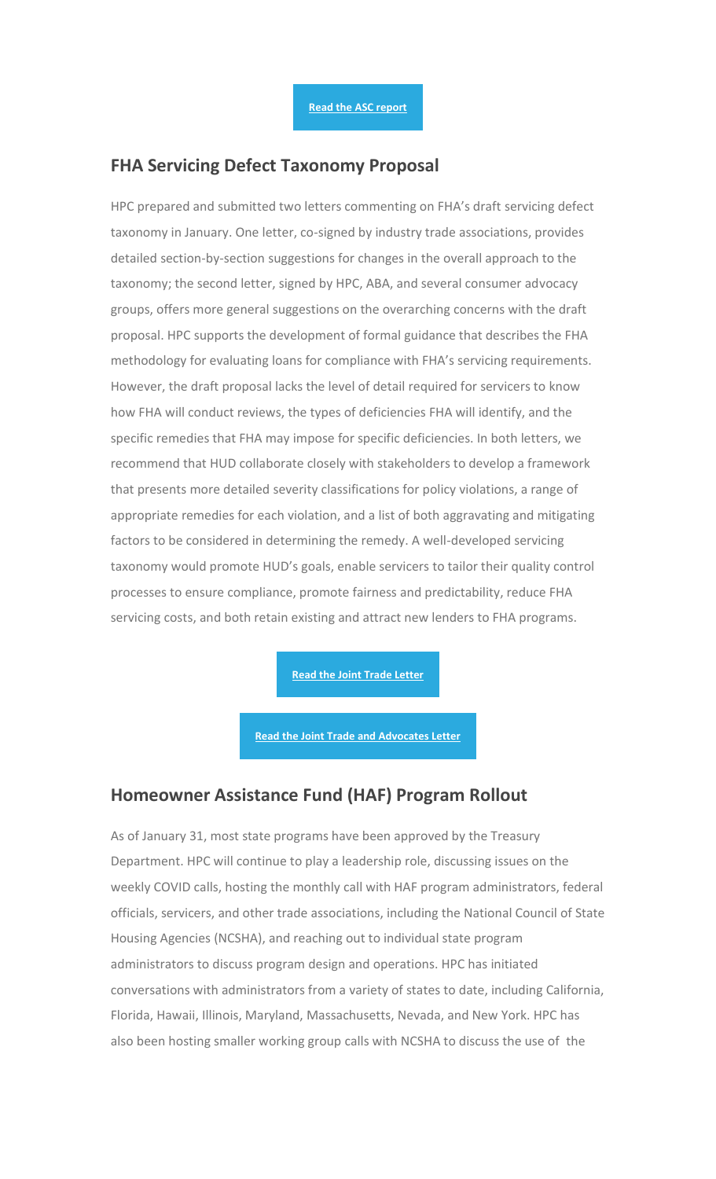**Read the ASC report**

## FHA Servicing Defect Taxonomy Proposal

HPC prepared and submitted two letters commenting on FHA's draft servicing defect taxonomy in January. One letter, co-signed by industry trade associations, provides detailed section-by-section suggestions for changes in the overall approach to the taxonomy; the second letter, signed by HPC, ABA, and several consumer advocacy groups, offers more general suggestions on the overarching concerns with the draft proposal. HPC supports the development of formal guidance that describes the FHA methodology for evaluating loans for compliance with FHA's servicing requirements. However, the draft proposal lacks the level of detail required for servicers to know how FHA will conduct reviews, the types of deficiencies FHA will identify, and the specific remedies that FHA may impose for specific deficiencies. In both letters, we recommend that HUD collaborate closely with stakeholders to develop a framework that presents more detailed severity classifications for policy violations, a range of appropriate remedies for each violation, and a list of both aggravating and mitigating factors to be considered in determining the remedy. A well-developed servicing taxonomy would promote HUD's goals, enable servicers to tailor their quality control processes to ensure compliance, promote fairness and predictability, reduce FHA servicing costs, and both retain existing and attract new lenders to FHA programs.

**Read the Joint Trade Letter**

**Read the Joint Trade and Advocates Letter**

## Homeowner Assistance Fund (HAF) Program Rollout

As of January 31, most state programs have been approved by the Treasury Department. HPC will continue to play a leadership role, discussing issues on the weekly COVID calls, hosting the monthly call with HAF program administrators, federal officials, servicers, and other trade associations, including the National Council of State Housing Agencies (NCSHA), and reaching out to individual state program administrators to discuss program design and operations. HPC has initiated conversations with administrators from a variety of states to date, including California, Florida, Hawaii, Illinois, Maryland, Massachusetts, Nevada, and New York. HPC has also been hosting smaller working group calls with NCSHA to discuss the use of the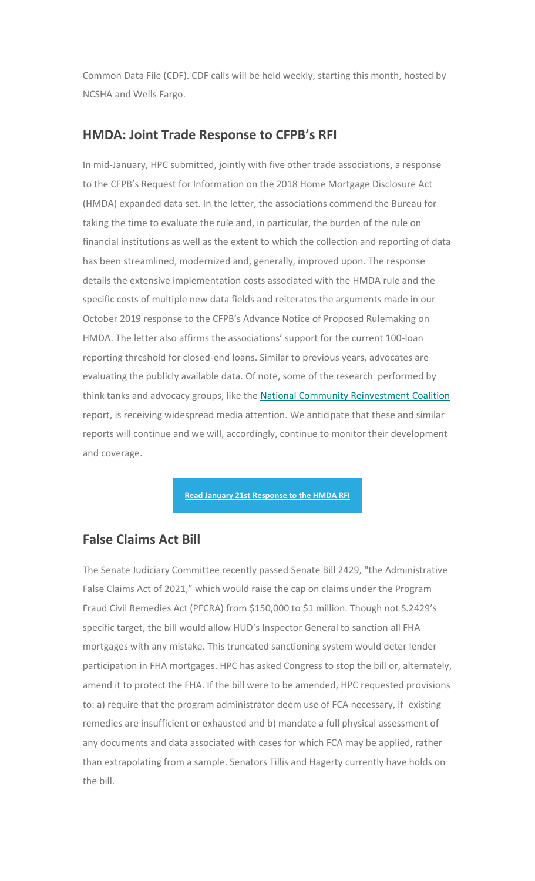Common Data File (CDF). CDF calls will be held weekly, starting this month, hosted by NCSHA and Wells Fargo.

## HMDA: Joint Trade Response to CFPB's RFI

In mid-January, HPC submitted, jointly with five other trade associations, a response to the CFPB's Request for Information on the 2018 Home Mortgage Disclosure Act (HMDA) expanded data set. In the letter, the associations commend the Bureau for taking the time to evaluate the rule and, in particular, the burden of the rule on financial institutions as well as the extent to which the collection and reporting of data has been streamlined, modernized and, generally, improved upon. The response details the extensive implementation costs associated with the HMDA rule and the specific costs of multiple new data fields and reiterates the arguments made in our October 2019 response to the CFPB's Advance Notice of Proposed Rulemaking on HMDA. The letter also affirms the associations' support for the current 100-loan reporting threshold for closed-end loans. Similar to previous years, advocates are evaluating the publicly available data. Of note, some of the research performed by think tanks and advocacy groups, like the National Community Reinvestment Coalition report, is receiving widespread media attention. We anticipate that these and similar reports will continue and we will, accordingly, continue to monitor their development and coverage.

**Read January 21st Response to the HMDA RFI**

## False Claims Act Bill

The Senate Judiciary Committee recently passed Senate Bill 2429, "the Administrative False Claims Act of 2021," which would raise the cap on claims under the Program Fraud Civil Remedies Act (PFCRA) from $150,000 to $1 million. Though not S.2429's specific target, the bill would allow HUD's Inspector General to sanction all FHA mortgages with any mistake. This truncated sanctioning system would deter lender participation in FHA mortgages. HPC has asked Congress to stop the bill or, alternately, amend it to protect the FHA. If the bill were to be amended, HPC requested provisions to: a) require that the program administrator deem use of FCA necessary, if existing remedies are insufficient or exhausted and b) mandate a full physical assessment of any documents and data associated with cases for which FCA may be applied, rather than extrapolating from a sample. Senators Tillis and Hagerty currently have holds on the bill.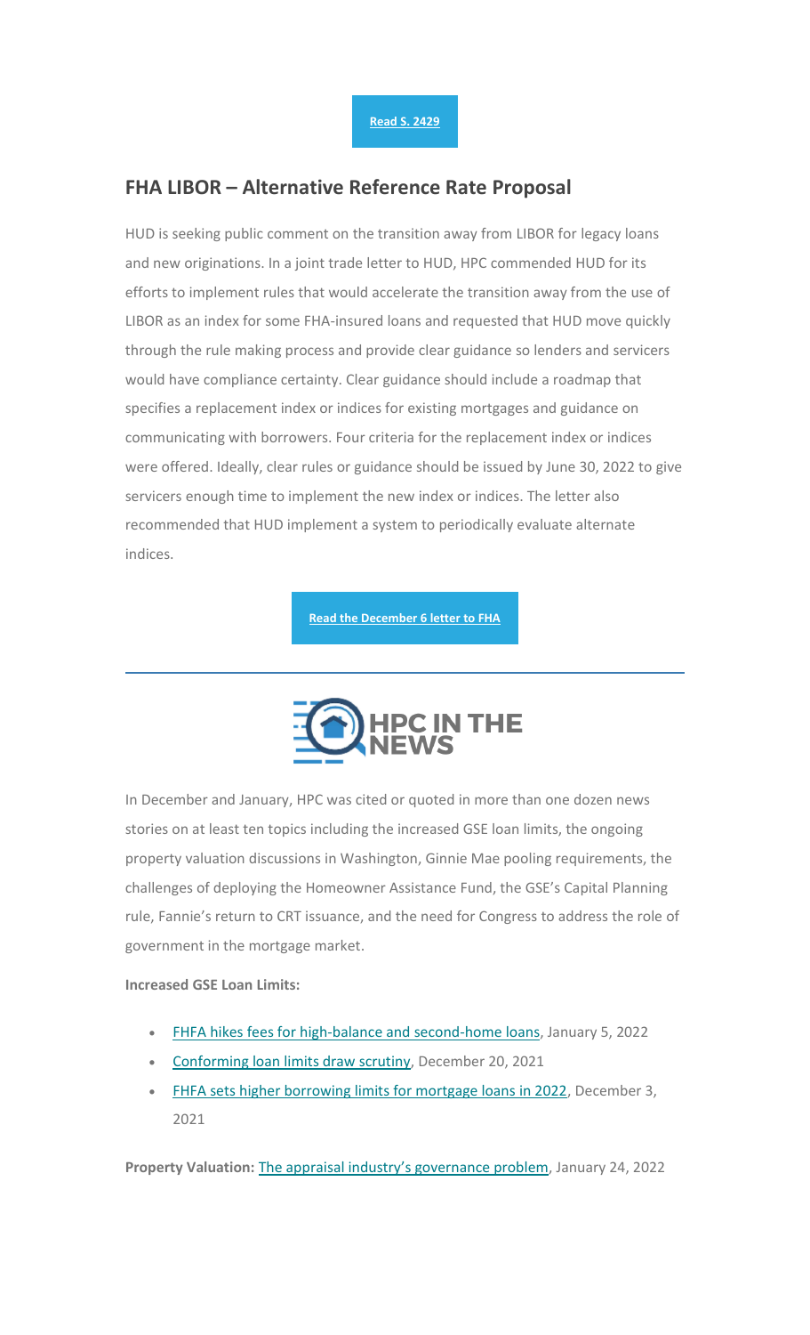**Read S. 2429**

## FHA LIBOR – Alternative Reference Rate Proposal

HUD is seeking public comment on the transition away from LIBOR for legacy loans and new originations. In a joint trade letter to HUD, HPC commended HUD for its efforts to implement rules that would accelerate the transition away from the use of LIBOR as an index for some FHA-insured loans and requested that HUD move quickly through the rule making process and provide clear guidance so lenders and servicers would have compliance certainty. Clear guidance should include a roadmap that specifies a replacement index or indices for existing mortgages and guidance on communicating with borrowers. Four criteria for the replacement index or indices were offered. Ideally, clear rules or guidance should be issued by June 30, 2022 to give servicers enough time to implement the new index or indices. The letter also recommended that HUD implement a system to periodically evaluate alternate indices.

**Read the December 6 letter to FHA**

---

## HPC IN THE NEWS

In December and January, HPC was cited or quoted in more than one dozen news stories on at least ten topics including the increased GSE loan limits, the ongoing property valuation discussions in Washington, Ginnie Mae pooling requirements, the challenges of deploying the Homeowner Assistance Fund, the GSE's Capital Planning rule, Fannie's return to CRT issuance, and the need for Congress to address the role of government in the mortgage market.

**Increased GSE Loan Limits:**

- FHFA hikes fees for high-balance and second-home loans, January 5, 2022
- Conforming loan limits draw scrutiny, December 20, 2021
- FHFA sets higher borrowing limits for mortgage loans in 2022, December 3, 2021

**Property Valuation:** The appraisal industry's governance problem, January 24, 2022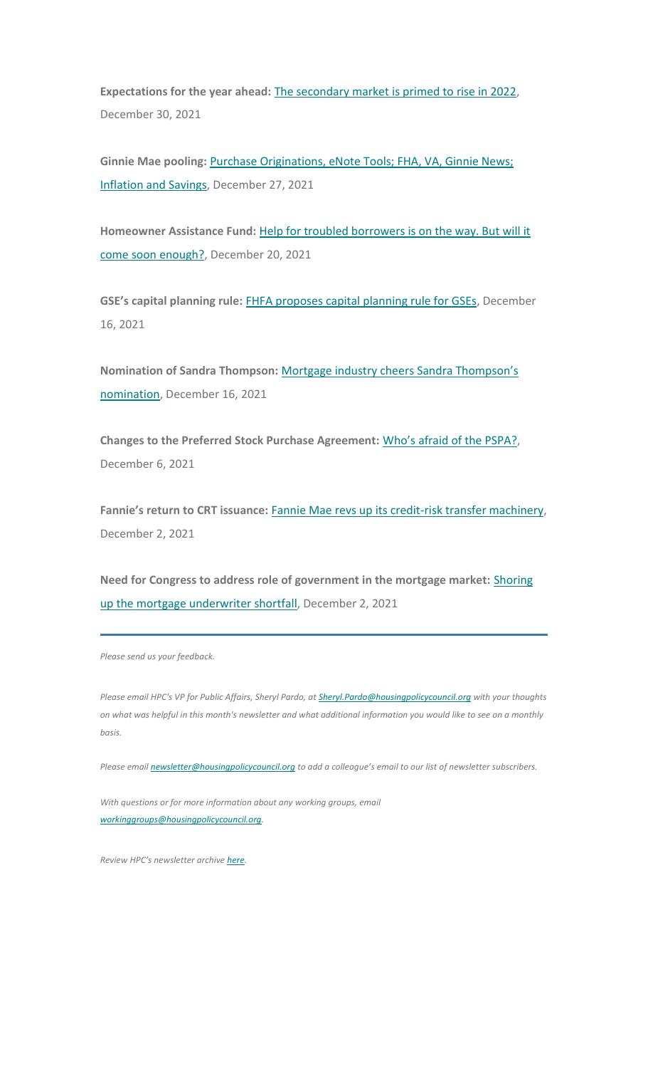**Expectations for the year ahead:** The secondary market is primed to rise in 2022, December 30, 2021

**Ginnie Mae pooling:** Purchase Originations, eNote Tools; FHA, VA, Ginnie News; Inflation and Savings, December 27, 2021

**Homeowner Assistance Fund:** Help for troubled borrowers is on the way. But will it come soon enough?, December 20, 2021

**GSE's capital planning rule:** FHFA proposes capital planning rule for GSEs, December 16, 2021

**Nomination of Sandra Thompson:** Mortgage industry cheers Sandra Thompson's nomination, December 16, 2021

**Changes to the Preferred Stock Purchase Agreement:** Who's afraid of the PSPA?, December 6, 2021

**Fannie's return to CRT issuance:** Fannie Mae revs up its credit-risk transfer machinery, December 2, 2021

**Need for Congress to address role of government in the mortgage market:** Shoring up the mortgage underwriter shortfall, December 2, 2021

---

*Please send us your feedback.*

*Please email HPC's VP for Public Affairs, Sheryl Pardo, at Sheryl.Pardo@housingpolicycouncil.org with your thoughts on what was helpful in this month's newsletter and what additional information you would like to see on a monthly basis.*

*Please email newsletter@housingpolicycouncil.org to add a colleague's email to our list of newsletter subscribers.*

*With questions or for more information about any working groups, email workinggroups@housingpolicycouncil.org.*

*Review HPC's newsletter archive here.*